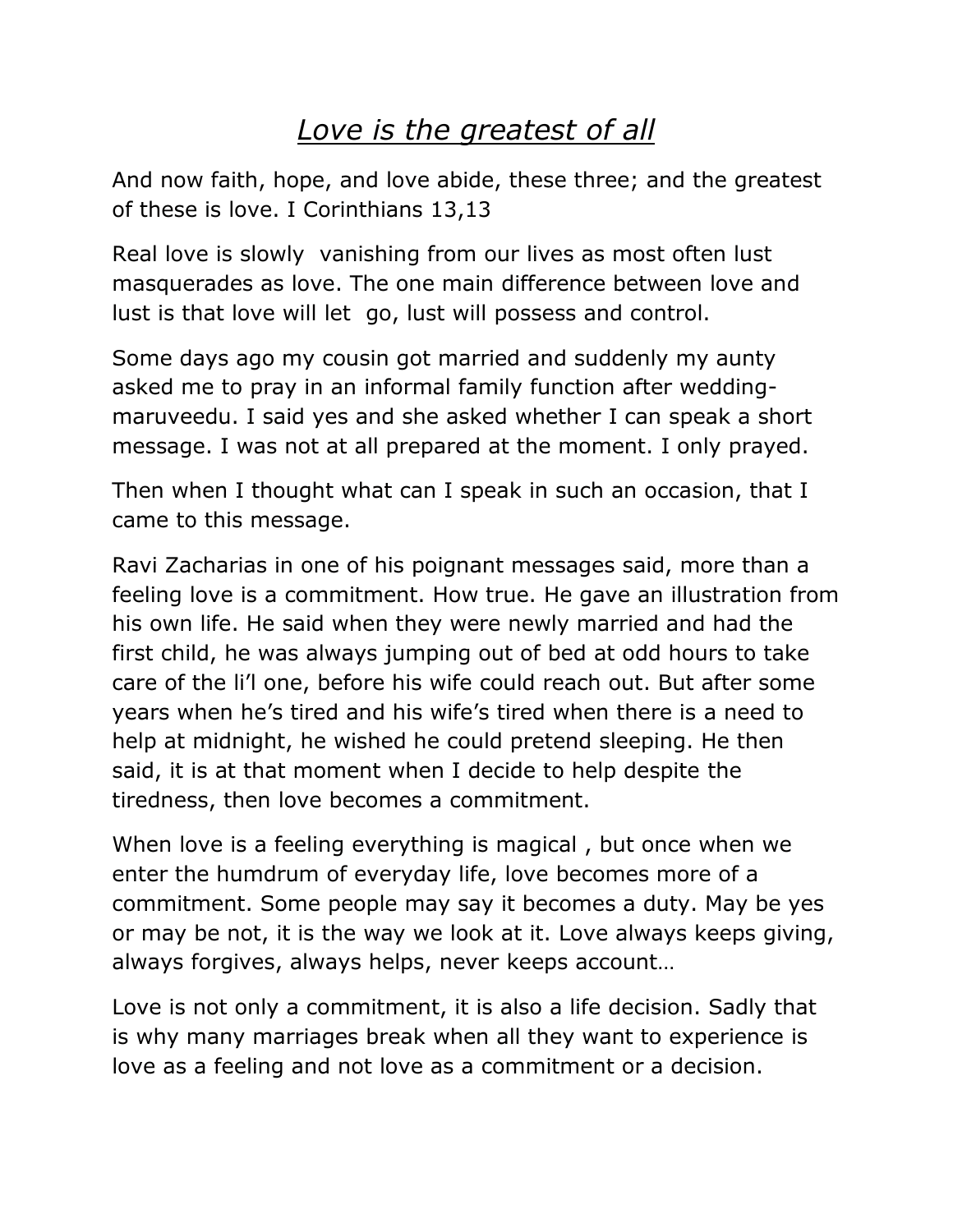# *Love is the greatest of all*

And now faith, hope, and love abide, these three; and the greatest of these is love. I Corinthians 13,13

Real love is slowly vanishing from our lives as most often lust masquerades as love. The one main difference between love and lust is that love will let go, lust will possess and control.

Some days ago my cousin got married and suddenly my aunty asked me to pray in an informal family function after wedding-maruveedu. I said yes and she asked whether I can speak a short message. I was not at all prepared at the moment. I only prayed.

Then when I thought what can I speak in such an occasion, that I came to this message.

Ravi Zacharias in one of his poignant messages said, more than a feeling love is a commitment. How true. He gave an illustration from his own life. He said when they were newly married and had the first child, he was always jumping out of bed at odd hours to take care of the li'l one, before his wife could reach out. But after some years when he's tired and his wife's tired when there is a need to help at midnight, he wished he could pretend sleeping. He then said, it is at that moment when I decide to help despite the tiredness, then love becomes a commitment.

When love is a feeling everything is magical , but once when we enter the humdrum of everyday life, love becomes more of a commitment. Some people may say it becomes a duty. May be yes or may be not, it is the way we look at it. Love always keeps giving, always forgives, always helps, never keeps account…

Love is not only a commitment, it is also a life decision. Sadly that is why many marriages break when all they want to experience is love as a feeling and not love as a commitment or a decision.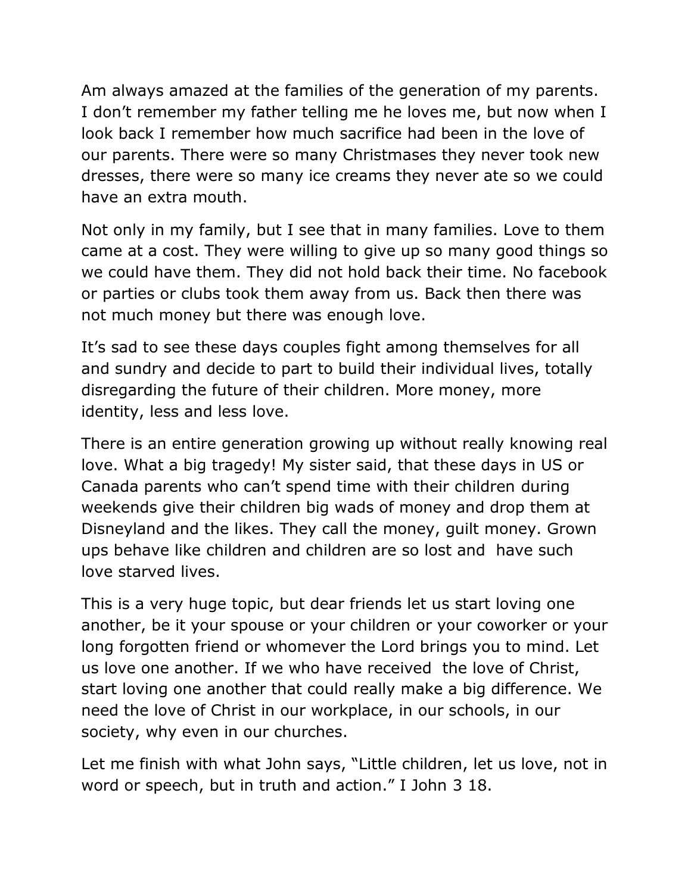Am always amazed at the families of the generation of my parents. I don't remember my father telling me he loves me, but now when I look back I remember how much sacrifice had been in the love of our parents. There were so many Christmases they never took new dresses, there were so many ice creams they never ate so we could have an extra mouth.

Not only in my family, but I see that in many families. Love to them came at a cost. They were willing to give up so many good things so we could have them. They did not hold back their time. No facebook or parties or clubs took them away from us. Back then there was not much money but there was enough love.

It's sad to see these days couples fight among themselves for all and sundry and decide to part to build their individual lives, totally disregarding the future of their children. More money, more identity, less and less love.

There is an entire generation growing up without really knowing real love. What a big tragedy! My sister said, that these days in US or Canada parents who can't spend time with their children during weekends give their children big wads of money and drop them at Disneyland and the likes. They call the money, guilt money. Grown ups behave like children and children are so lost and have such love starved lives.

This is a very huge topic, but dear friends let us start loving one another, be it your spouse or your children or your coworker or your long forgotten friend or whomever the Lord brings you to mind. Let us love one another. If we who have received the love of Christ, start loving one another that could really make a big difference. We need the love of Christ in our workplace, in our schools, in our society, why even in our churches.

Let me finish with what John says, "Little children, let us love, not in word or speech, but in truth and action." I John 3 18.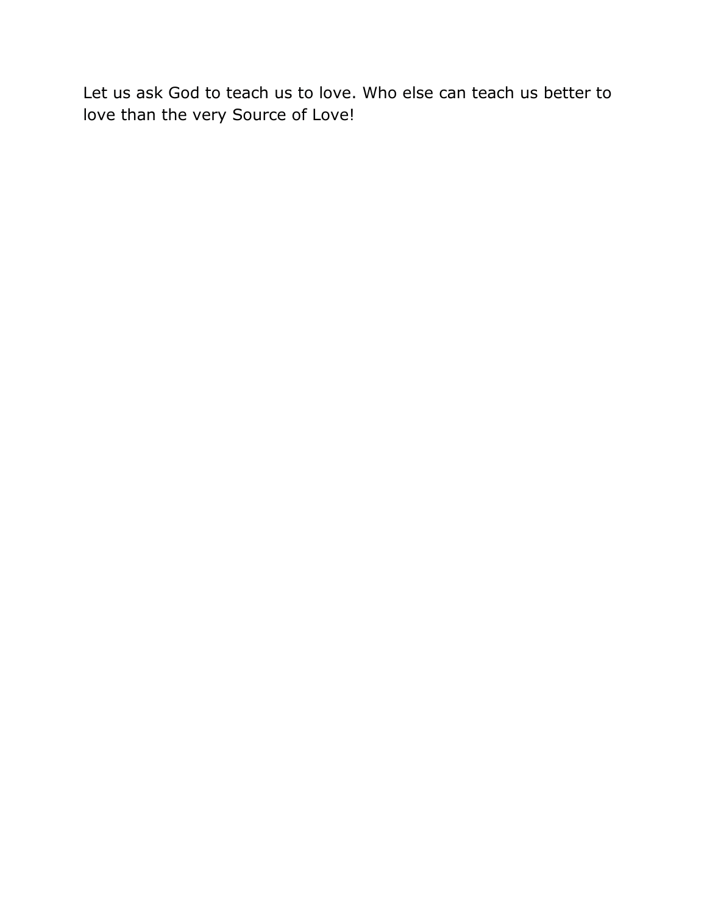Let us ask God to teach us to love. Who else can teach us better to love than the very Source of Love!